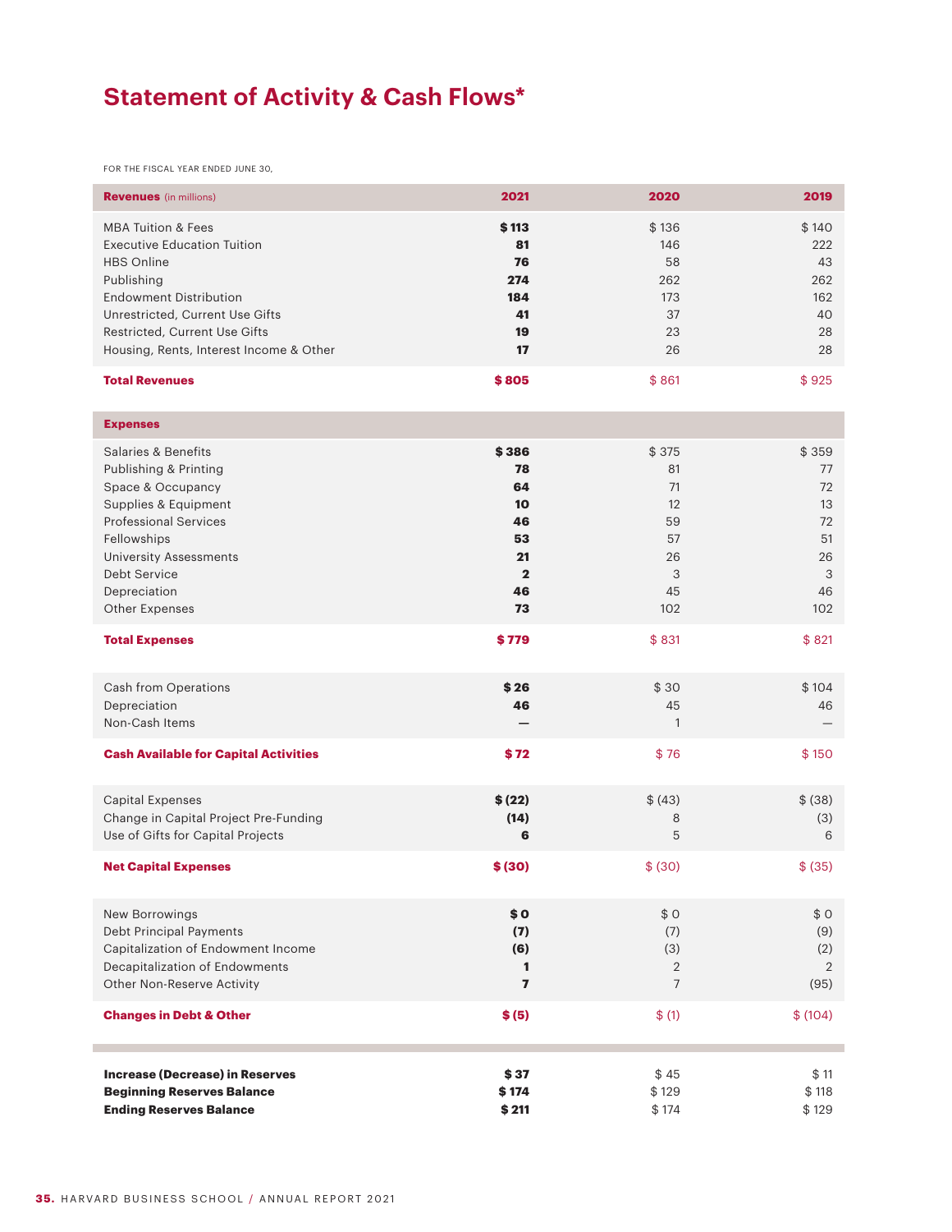# Statement of Activity & Cash Flows*

FOR THE FISCAL YEAR ENDED JUNE 30,

| **Revenues** (in millions) | **2021** | **2020** | **2019** |
|---|---|---|---|
| MBA Tuition & Fees | **$ 113** | $ 136 | $ 140 |
| Executive Education Tuition | **81** | 146 | 222 |
| HBS Online | **76** | 58 | 43 |
| Publishing | **274** | 262 | 262 |
| Endowment Distribution | **184** | 173 | 162 |
| Unrestricted, Current Use Gifts | **41** | 37 | 40 |
| Restricted, Current Use Gifts | **19** | 23 | 28 |
| Housing, Rents, Interest Income & Other | **17** | 26 | 28 |
| **Total Revenues** | **$ 805** | $ 861 | $ 925 |
| **Expenses** | | | |
| Salaries & Benefits | **$ 386** | $ 375 | $ 359 |
| Publishing & Printing | **78** | 81 | 77 |
| Space & Occupancy | **64** | 71 | 72 |
| Supplies & Equipment | **10** | 12 | 13 |
| Professional Services | **46** | 59 | 72 |
| Fellowships | **53** | 57 | 51 |
| University Assessments | **21** | 26 | 26 |
| Debt Service | **2** | 3 | 3 |
| Depreciation | **46** | 45 | 46 |
| Other Expenses | **73** | 102 | 102 |
| **Total Expenses** | **$ 779** | $ 831 | $ 821 |
| Cash from Operations | **$ 26** | $ 30 | $ 104 |
| Depreciation | **46** | 45 | 46 |
| Non-Cash Items | **—** | 1 | — |
| **Cash Available for Capital Activities** | **$ 72** | $ 76 | $ 150 |
| Capital Expenses | **$ (22)** | $ (43) | $ (38) |
| Change in Capital Project Pre-Funding | **(14)** | 8 | (3) |
| Use of Gifts for Capital Projects | **6** | 5 | 6 |
| **Net Capital Expenses** | **$ (30)** | $ (30) | $ (35) |
| New Borrowings | **$ 0** | $ 0 | $ 0 |
| Debt Principal Payments | **(7)** | (7) | (9) |
| Capitalization of Endowment Income | **(6)** | (3) | (2) |
| Decapitalization of Endowments | **1** | 2 | 2 |
| Other Non-Reserve Activity | **7** | 7 | (95) |
| **Changes in Debt & Other** | **$ (5)** | $ (1) | $ (104) |
| **Increase (Decrease) in Reserves** | **$ 37** | $ 45 | $ 11 |
| **Beginning Reserves Balance** | **$ 174** | $ 129 | $ 118 |
| **Ending Reserves Balance** | **$ 211** | $ 174 | $ 129 |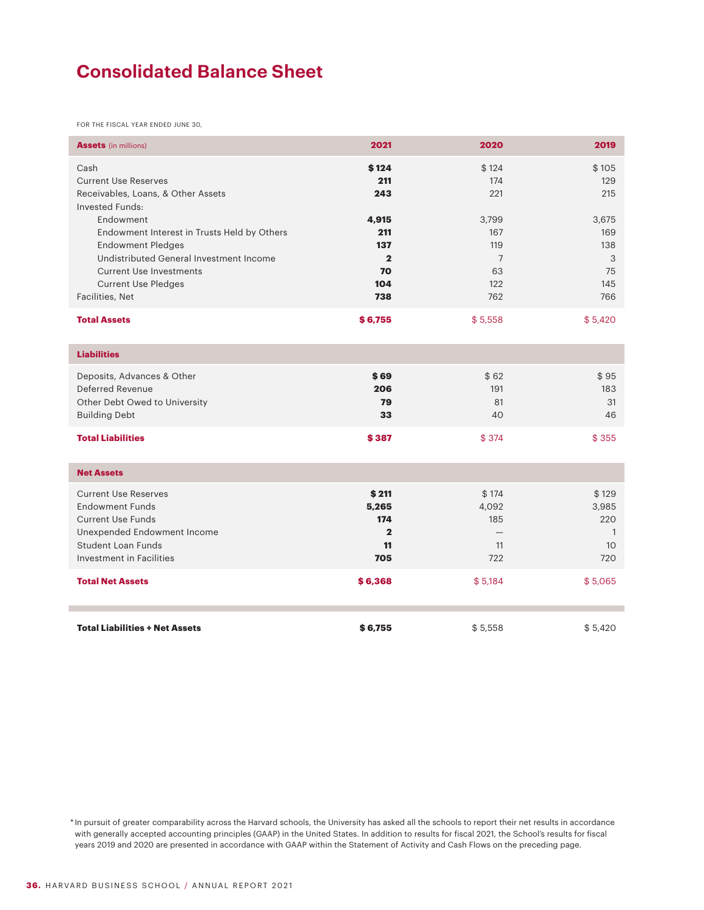# Consolidated Balance Sheet

FOR THE FISCAL YEAR ENDED JUNE 30,

| **Assets** (in millions) | **2021** | **2020** | **2019** |
|---|---|---|---|
| Cash | **$ 124** | $ 124 | $ 105 |
| Current Use Reserves | **211** | 174 | 129 |
| Receivables, Loans, & Other Assets | **243** | 221 | 215 |
| Invested Funds: | | | |
| Endowment | **4,915** | 3,799 | 3,675 |
| Endowment Interest in Trusts Held by Others | **211** | 167 | 169 |
| Endowment Pledges | **137** | 119 | 138 |
| Undistributed General Investment Income | **2** | 7 | 3 |
| Current Use Investments | **70** | 63 | 75 |
| Current Use Pledges | **104** | 122 | 145 |
| Facilities, Net | **738** | 762 | 766 |
| **Total Assets** | **$ 6,755** | $ 5,558 | $ 5,420 |
| **Liabilities** | | | |
| Deposits, Advances & Other | **$ 69** | $ 62 | $ 95 |
| Deferred Revenue | **206** | 191 | 183 |
| Other Debt Owed to University | **79** | 81 | 31 |
| Building Debt | **33** | 40 | 46 |
| **Total Liabilities** | **$ 387** | $ 374 | $ 355 |
| **Net Assets** | | | |
| Current Use Reserves | **$ 211** | $ 174 | $ 129 |
| Endowment Funds | **5,265** | 4,092 | 3,985 |
| Current Use Funds | **174** | 185 | 220 |
| Unexpended Endowment Income | **2** | — | 1 |
| Student Loan Funds | **11** | 11 | 10 |
| Investment in Facilities | **705** | 722 | 720 |
| **Total Net Assets** | **$ 6,368** | $ 5,184 | $ 5,065 |
| **Total Liabilities + Net Assets** | **$ 6,755** | $ 5,558 | $ 5,420 |

* In pursuit of greater comparability across the Harvard schools, the University has asked all the schools to report their net results in accordance with generally accepted accounting principles (GAAP) in the United States. In addition to results for fiscal 2021, the School's results for fiscal years 2019 and 2020 are presented in accordance with GAAP within the Statement of Activity and Cash Flows on the preceding page.